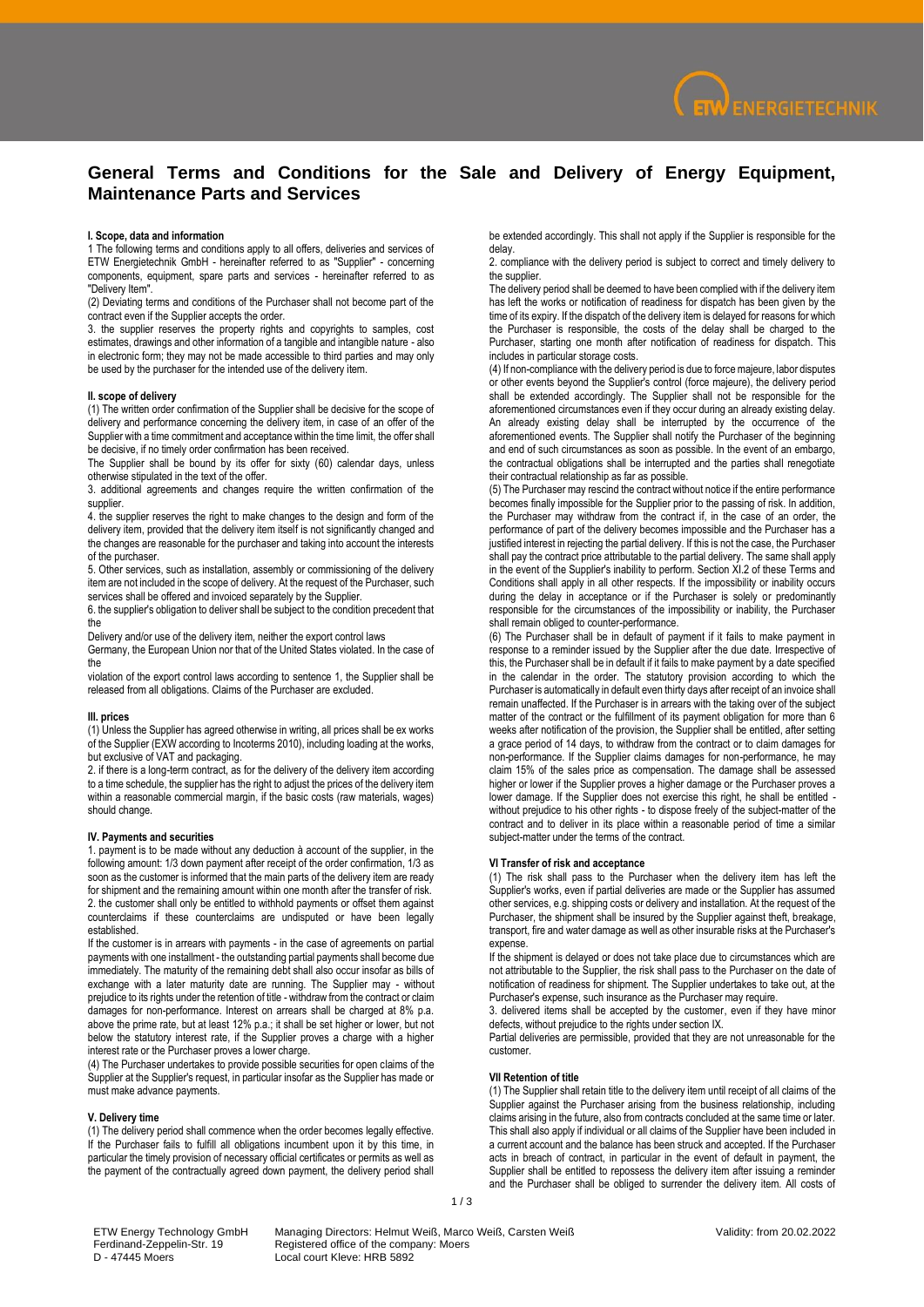# General Terms and Conditions for the Sale and Delivery of Energy Equipment, Maintenance Parts and Services

### I. Scope, data and information

1 The following terms and conditions apply to all offers, deliveries and services of ETW Energietechnik GmbH - hereinafter referred to as "Supplier" - concerning components, equipment, spare parts and services - hereinafter referred to as "Delivery Item".

(2) Deviating terms and conditions of the Purchaser shall not become part of the contract even if the Supplier accepts the order.

3. the supplier reserves the property rights and copyrights to samples, cost estimates, drawings and other information of a tangible and intangible nature - also in electronic form; they may not be made accessible to third parties and may only be used by the purchaser for the intended use of the delivery item.

### II. scope of delivery

(1) The written order confirmation of the Supplier shall be decisive for the scope of delivery and performance concerning the delivery item, in case of an offer of the Supplier with a time commitment and acceptance within the time limit, the offer shall be decisive, if no timely order confirmation has been received.

The Supplier shall be bound by its offer for sixty (60) calendar days, unless otherwise stipulated in the text of the offer.

3. additional agreements and changes require the written confirmation of the supplier.

4. the supplier reserves the right to make changes to the design and form of the delivery item, provided that the delivery item itself is not significantly changed and the changes are reasonable for the purchaser and taking into account the interests of the purchaser.

5. Other services, such as installation, assembly or commissioning of the delivery item are not included in the scope of delivery. At the request of the Purchaser, such services shall be offered and invoiced separately by the Supplier.

6. the supplier's obligation to deliver shall be subject to the condition precedent that the

Delivery and/or use of the delivery item, neither the export control laws

Germany, the European Union nor that of the United States violated. In the case of the

violation of the export control laws according to sentence 1, the Supplier shall be released from all obligations. Claims of the Purchaser are excluded.

### III. prices

(1) Unless the Supplier has agreed otherwise in writing, all prices shall be ex works of the Supplier (EXW according to Incoterms 2010), including loading at the works, but exclusive of VAT and packaging.

2. if there is a long-term contract, as for the delivery of the delivery item according to a time schedule, the supplier has the right to adjust the prices of the delivery item within a reasonable commercial margin, if the basic costs (raw materials, wages) should change.

### IV. Payments and securities

1. payment is to be made without any deduction à account of the supplier, in the following amount: 1/3 down payment after receipt of the order confirmation, 1/3 as soon as the customer is informed that the main parts of the delivery item are ready for shipment and the remaining amount within one month after the transfer of risk.

2. the customer shall only be entitled to withhold payments or offset them against counterclaims if these counterclaims are undisputed or have been legally established.

If the customer is in arrears with payments - in the case of agreements on partial payments with one installment - the outstanding partial payments shall become due immediately. The maturity of the remaining debt shall also occur insofar as bills of exchange with a later maturity date are running. The Supplier may - without prejudice to its rights under the retention of title - withdraw from the contract or claim damages for non-performance. Interest on arrears shall be charged at 8% p.a. above the prime rate, but at least 12% p.a.; it shall be set higher or lower, but not below the statutory interest rate, if the Supplier proves a charge with a higher interest rate or the Purchaser proves a lower charge.

(4) The Purchaser undertakes to provide possible securities for open claims of the Supplier at the Supplier's request, in particular insofar as the Supplier has made or must make advance payments.

### V. Delivery time

(1) The delivery period shall commence when the order becomes legally effective. If the Purchaser fails to fulfill all obligations incumbent upon it by this time, in particular the timely provision of necessary official certificates or permits as well as the payment of the contractually agreed down payment, the delivery period shall be extended accordingly. This shall not apply if the Supplier is responsible for the delay.

2. compliance with the delivery period is subject to correct and timely delivery to the supplier.

The delivery period shall be deemed to have been complied with if the delivery item has left the works or notification of readiness for dispatch has been given by the time of its expiry. If the dispatch of the delivery item is delayed for reasons for which the Purchaser is responsible, the costs of the delay shall be charged to the Purchaser, starting one month after notification of readiness for dispatch. This includes in particular storage costs.

(4) If non-compliance with the delivery period is due to force majeure, labor disputes or other events beyond the Supplier's control (force majeure), the delivery period shall be extended accordingly. The Supplier shall not be responsible for the aforementioned circumstances even if they occur during an already existing delay. An already existing delay shall be interrupted by the occurrence of the aforementioned events. The Supplier shall notify the Purchaser of the beginning and end of such circumstances as soon as possible. In the event of an embargo, the contractual obligations shall be interrupted and the parties shall renegotiate their contractual relationship as far as possible.

(5) The Purchaser may rescind the contract without notice if the entire performance becomes finally impossible for the Supplier prior to the passing of risk. In addition, the Purchaser may withdraw from the contract if, in the case of an order, the performance of part of the delivery becomes impossible and the Purchaser has a justified interest in rejecting the partial delivery. If this is not the case, the Purchaser shall pay the contract price attributable to the partial delivery. The same shall apply in the event of the Supplier's inability to perform. Section XI.2 of these Terms and Conditions shall apply in all other respects. If the impossibility or inability occurs during the delay in acceptance or if the Purchaser is solely or predominantly responsible for the circumstances of the impossibility or inability, the Purchaser shall remain obliged to counter-performance.

(6) The Purchaser shall be in default of payment if it fails to make payment in response to a reminder issued by the Supplier after the due date. Irrespective of this, the Purchaser shall be in default if it fails to make payment by a date specified in the calendar in the order. The statutory provision according to which the Purchaser is automatically in default even thirty days after receipt of an invoice shall remain unaffected. If the Purchaser is in arrears with the taking over of the subject matter of the contract or the fulfillment of its payment obligation for more than 6 weeks after notification of the provision, the Supplier shall be entitled, after setting a grace period of 14 days, to withdraw from the contract or to claim damages for non-performance. If the Supplier claims damages for non-performance, he may claim 15% of the sales price as compensation. The damage shall be assessed higher or lower if the Supplier proves a higher damage or the Purchaser proves a lower damage. If the Supplier does not exercise this right, he shall be entitled - without prejudice to his other rights - to dispose freely of the subject-matter of the contract and to deliver in its place within a reasonable period of time a similar subject-matter under the terms of the contract.

### VI Transfer of risk and acceptance

(1) The risk shall pass to the Purchaser when the delivery item has left the Supplier's works, even if partial deliveries are made or the Supplier has assumed other services, e.g. shipping costs or delivery and installation. At the request of the Purchaser, the shipment shall be insured by the Supplier against theft, breakage, transport, fire and water damage as well as other insurable risks at the Purchaser's expense.

If the shipment is delayed or does not take place due to circumstances which are not attributable to the Supplier, the risk shall pass to the Purchaser on the date of notification of readiness for shipment. The Supplier undertakes to take out, at the Purchaser's expense, such insurance as the Purchaser may require.

3. delivered items shall be accepted by the customer, even if they have minor defects, without prejudice to the rights under section IX.

Partial deliveries are permissible, provided that they are not unreasonable for the customer.

### VII Retention of title

(1) The Supplier shall retain title to the delivery item until receipt of all claims of the Supplier against the Purchaser arising from the business relationship, including claims arising in the future, also from contracts concluded at the same time or later. This shall also apply if individual or all claims of the Supplier have been included in a current account and the balance has been struck and accepted. If the Purchaser acts in breach of contract, in particular in the event of default in payment, the Supplier shall be entitled to repossess the delivery item after issuing a reminder and the Purchaser shall be obliged to surrender the delivery item. All costs of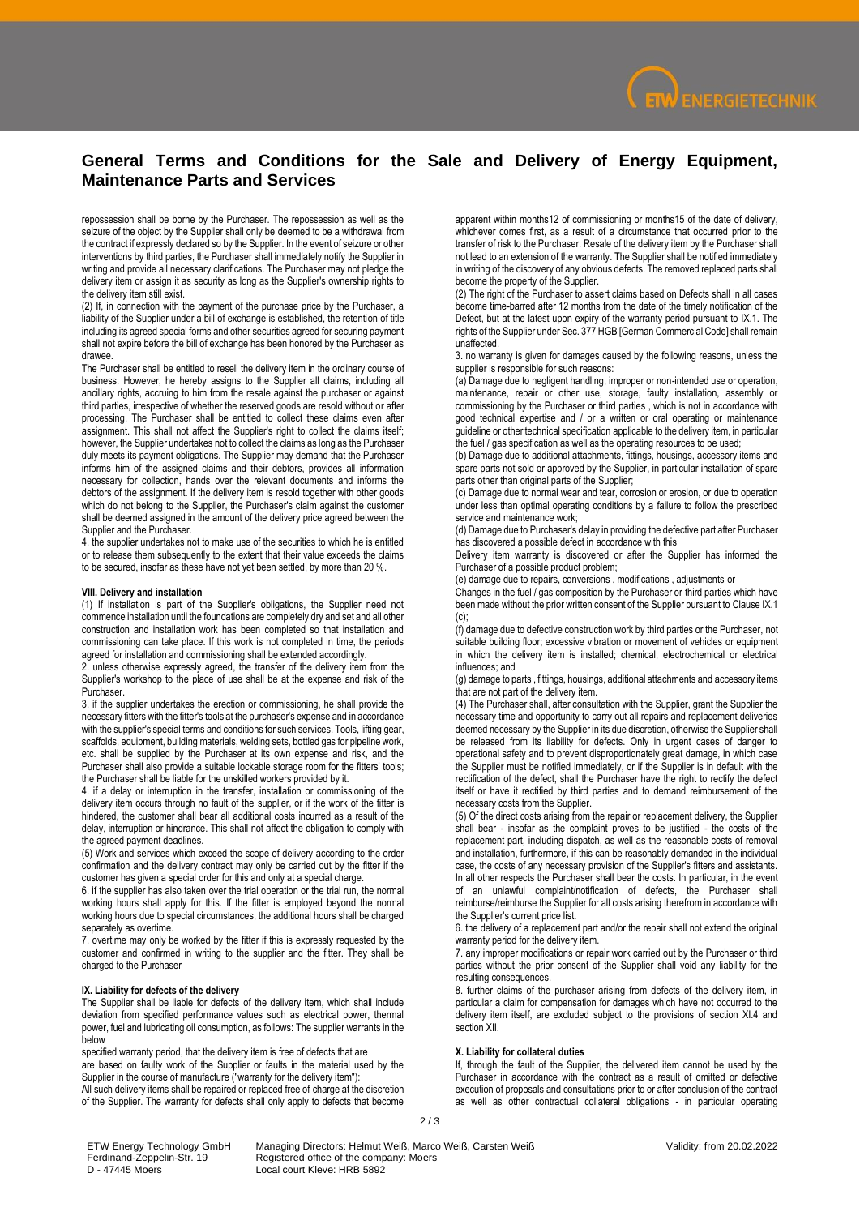# General Terms and Conditions for the Sale and Delivery of Energy Equipment, Maintenance Parts and Services

repossession shall be borne by the Purchaser. The repossession as well as the seizure of the object by the Supplier shall only be deemed to be a withdrawal from the contract if expressly declared so by the Supplier. In the event of seizure or other interventions by third parties, the Purchaser shall immediately notify the Supplier in writing and provide all necessary clarifications. The Purchaser may not pledge the delivery item or assign it as security as long as the Supplier's ownership rights to the delivery item still exist.

(2) If, in connection with the payment of the purchase price by the Purchaser, a liability of the Supplier under a bill of exchange is established, the retention of title including its agreed special forms and other securities agreed for securing payment shall not expire before the bill of exchange has been honored by the Purchaser as drawee.

The Purchaser shall be entitled to resell the delivery item in the ordinary course of business. However, he hereby assigns to the Supplier all claims, including all ancillary rights, accruing to him from the resale against the purchaser or against third parties, irrespective of whether the reserved goods are resold without or after processing. The Purchaser shall be entitled to collect these claims even after assignment. This shall not affect the Supplier's right to collect the claims itself; however, the Supplier undertakes not to collect the claims as long as the Purchaser duly meets its payment obligations. The Supplier may demand that the Purchaser informs him of the assigned claims and their debtors, provides all information necessary for collection, hands over the relevant documents and informs the debtors of the assignment. If the delivery item is resold together with other goods which do not belong to the Supplier, the Purchaser's claim against the customer shall be deemed assigned in the amount of the delivery price agreed between the Supplier and the Purchaser.

4. the supplier undertakes not to make use of the securities to which he is entitled or to release them subsequently to the extent that their value exceeds the claims to be secured, insofar as these have not yet been settled, by more than 20 %.

## VIII. Delivery and installation

(1) If installation is part of the Supplier's obligations, the Supplier need not commence installation until the foundations are completely dry and set and all other construction and installation work has been completed so that installation and commissioning can take place. If this work is not completed in time, the periods agreed for installation and commissioning shall be extended accordingly.

2. unless otherwise expressly agreed, the transfer of the delivery item from the Supplier's workshop to the place of use shall be at the expense and risk of the Purchaser.

3. if the supplier undertakes the erection or commissioning, he shall provide the necessary fitters with the fitter's tools at the purchaser's expense and in accordance with the supplier's special terms and conditions for such services. Tools, lifting gear, scaffolds, equipment, building materials, welding sets, bottled gas for pipeline work, etc. shall be supplied by the Purchaser at its own expense and risk, and the Purchaser shall also provide a suitable lockable storage room for the fitters' tools; the Purchaser shall be liable for the unskilled workers provided by it.

4. if a delay or interruption in the transfer, installation or commissioning of the delivery item occurs through no fault of the supplier, or if the work of the fitter is hindered, the customer shall bear all additional costs incurred as a result of the delay, interruption or hindrance. This shall not affect the obligation to comply with the agreed payment deadlines.

(5) Work and services which exceed the scope of delivery according to the order confirmation and the delivery contract may only be carried out by the fitter if the customer has given a special order for this and only at a special charge.

6. if the supplier has also taken over the trial operation or the trial run, the normal working hours shall apply for this. If the fitter is employed beyond the normal working hours due to special circumstances, the additional hours shall be charged separately as overtime.

7. overtime may only be worked by the fitter if this is expressly requested by the customer and confirmed in writing to the supplier and the fitter. They shall be charged to the Purchaser

## IX. Liability for defects of the delivery

The Supplier shall be liable for defects of the delivery item, which shall include deviation from specified performance values such as electrical power, thermal power, fuel and lubricating oil consumption, as follows: The supplier warrants in the below

specified warranty period, that the delivery item is free of defects that are are based on faulty work of the Supplier or faults in the material used by the Supplier in the course of manufacture ("warranty for the delivery item"):

All such delivery items shall be repaired or replaced free of charge at the discretion of the Supplier. The warranty for defects shall only apply to defects that become apparent within months12 of commissioning or months15 of the date of delivery, whichever comes first, as a result of a circumstance that occurred prior to the transfer of risk to the Purchaser. Resale of the delivery item by the Purchaser shall not lead to an extension of the warranty. The Supplier shall be notified immediately in writing of the discovery of any obvious defects. The removed replaced parts shall become the property of the Supplier.

(2) The right of the Purchaser to assert claims based on Defects shall in all cases become time-barred after 12 months from the date of the timely notification of the Defect, but at the latest upon expiry of the warranty period pursuant to IX.1. The rights of the Supplier under Sec. 377 HGB [German Commercial Code] shall remain unaffected.

3. no warranty is given for damages caused by the following reasons, unless the supplier is responsible for such reasons:

(a) Damage due to negligent handling, improper or non-intended use or operation, maintenance, repair or other use, storage, faulty installation, assembly or commissioning by the Purchaser or third parties , which is not in accordance with good technical expertise and / or a written or oral operating or maintenance guideline or other technical specification applicable to the delivery item, in particular the fuel / gas specification as well as the operating resources to be used;

(b) Damage due to additional attachments, fittings, housings, accessory items and spare parts not sold or approved by the Supplier, in particular installation of spare parts other than original parts of the Supplier;

(c) Damage due to normal wear and tear, corrosion or erosion, or due to operation under less than optimal operating conditions by a failure to follow the prescribed service and maintenance work;

(d) Damage due to Purchaser's delay in providing the defective part after Purchaser has discovered a possible defect in accordance with this

Delivery item warranty is discovered or after the Supplier has informed the Purchaser of a possible product problem;

(e) damage due to repairs, conversions , modifications , adjustments or

Changes in the fuel / gas composition by the Purchaser or third parties which have been made without the prior written consent of the Supplier pursuant to Clause IX.1 (c);

(f) damage due to defective construction work by third parties or the Purchaser, not suitable building floor; excessive vibration or movement of vehicles or equipment in which the delivery item is installed; chemical, electrochemical or electrical influences; and

(g) damage to parts , fittings, housings, additional attachments and accessory items that are not part of the delivery item.

(4) The Purchaser shall, after consultation with the Supplier, grant the Supplier the necessary time and opportunity to carry out all repairs and replacement deliveries deemed necessary by the Supplier in its due discretion, otherwise the Supplier shall be released from its liability for defects. Only in urgent cases of danger to operational safety and to prevent disproportionately great damage, in which case the Supplier must be notified immediately, or if the Supplier is in default with the rectification of the defect, shall the Purchaser have the right to rectify the defect itself or have it rectified by third parties and to demand reimbursement of the necessary costs from the Supplier.

(5) Of the direct costs arising from the repair or replacement delivery, the Supplier shall bear - insofar as the complaint proves to be justified - the costs of the replacement part, including dispatch, as well as the reasonable costs of removal and installation, furthermore, if this can be reasonably demanded in the individual case, the costs of any necessary provision of the Supplier's fitters and assistants. In all other respects the Purchaser shall bear the costs. In particular, in the event of an unlawful complaint/notification of defects, the Purchaser shall reimburse/reimburse the Supplier for all costs arising therefrom in accordance with the Supplier's current price list.

6. the delivery of a replacement part and/or the repair shall not extend the original warranty period for the delivery item.

7. any improper modifications or repair work carried out by the Purchaser or third parties without the prior consent of the Supplier shall void any liability for the resulting consequences.

8. further claims of the purchaser arising from defects of the delivery item, in particular a claim for compensation for damages which have not occurred to the delivery item itself, are excluded subject to the provisions of section XI.4 and section XII.

## X. Liability for collateral duties

If, through the fault of the Supplier, the delivered item cannot be used by the Purchaser in accordance with the contract as a result of omitted or defective execution of proposals and consultations prior to or after conclusion of the contract as well as other contractual collateral obligations - in particular operating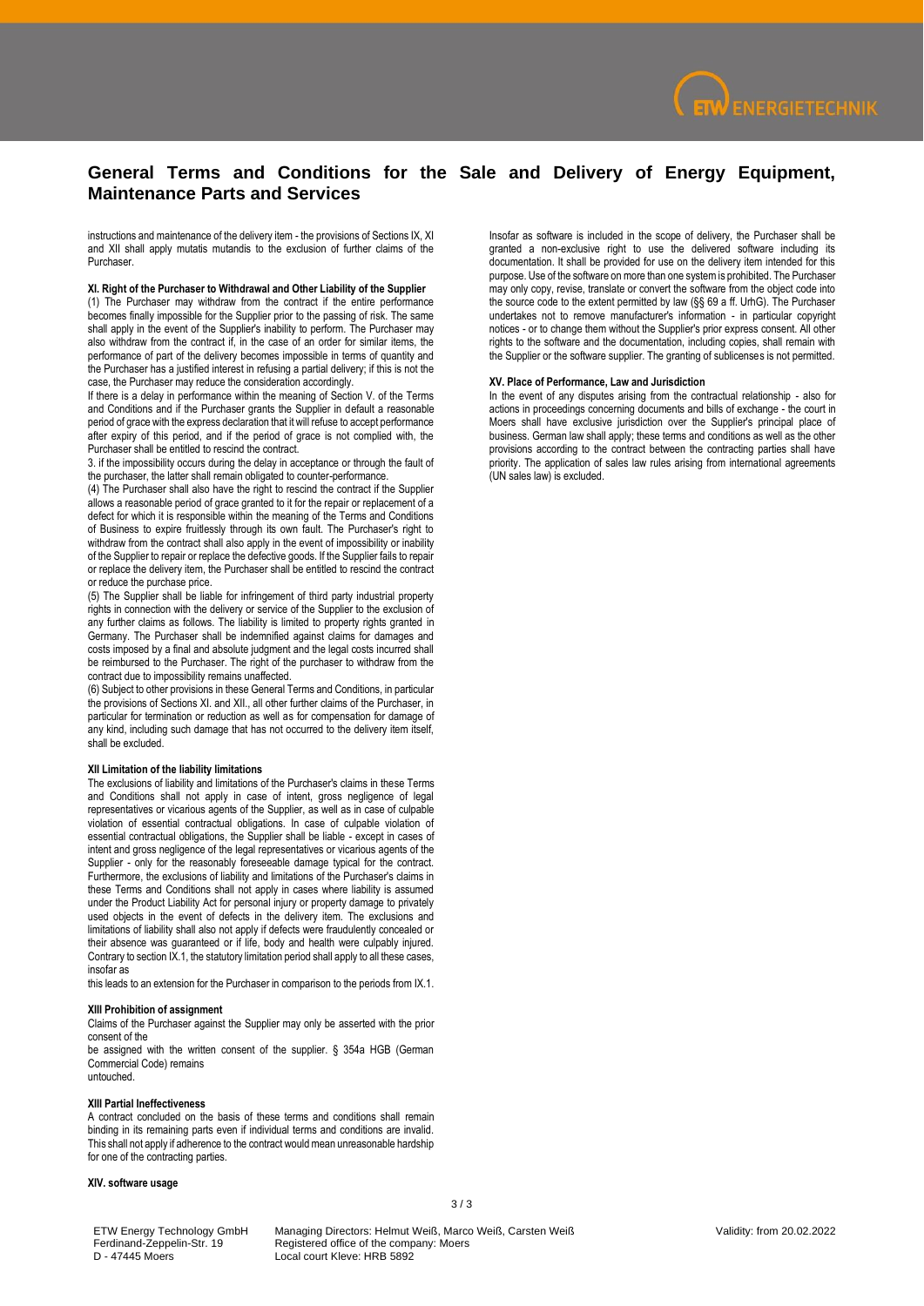## General Terms and Conditions for the Sale and Delivery of Energy Equipment, Maintenance Parts and Services

instructions and maintenance of the delivery item - the provisions of Sections IX, XI and XII shall apply mutatis mutandis to the exclusion of further claims of the Purchaser.

**XI. Right of the Purchaser to Withdrawal and Other Liability of the Supplier**

(1) The Purchaser may withdraw from the contract if the entire performance becomes finally impossible for the Supplier prior to the passing of risk. The same shall apply in the event of the Supplier's inability to perform. The Purchaser may also withdraw from the contract if, in the case of an order for similar items, the performance of part of the delivery becomes impossible in terms of quantity and the Purchaser has a justified interest in refusing a partial delivery; if this is not the case, the Purchaser may reduce the consideration accordingly.

If there is a delay in performance within the meaning of Section V. of the Terms and Conditions and if the Purchaser grants the Supplier in default a reasonable period of grace with the express declaration that it will refuse to accept performance after expiry of this period, and if the period of grace is not complied with, the Purchaser shall be entitled to rescind the contract.

3. if the impossibility occurs during the delay in acceptance or through the fault of the purchaser, the latter shall remain obligated to counter-performance.

(4) The Purchaser shall also have the right to rescind the contract if the Supplier allows a reasonable period of grace granted to it for the repair or replacement of a defect for which it is responsible within the meaning of the Terms and Conditions of Business to expire fruitlessly through its own fault. The Purchaser's right to withdraw from the contract shall also apply in the event of impossibility or inability of the Supplier to repair or replace the defective goods. If the Supplier fails to repair or replace the delivery item, the Purchaser shall be entitled to rescind the contract or reduce the purchase price.

(5) The Supplier shall be liable for infringement of third party industrial property rights in connection with the delivery or service of the Supplier to the exclusion of any further claims as follows. The liability is limited to property rights granted in Germany. The Purchaser shall be indemnified against claims for damages and costs imposed by a final and absolute judgment and the legal costs incurred shall be reimbursed to the Purchaser. The right of the purchaser to withdraw from the contract due to impossibility remains unaffected.

(6) Subject to other provisions in these General Terms and Conditions, in particular the provisions of Sections XI. and XII., all other further claims of the Purchaser, in particular for termination or reduction as well as for compensation for damage of any kind, including such damage that has not occurred to the delivery item itself, shall be excluded.

**XII Limitation of the liability limitations**

The exclusions of liability and limitations of the Purchaser's claims in these Terms and Conditions shall not apply in case of intent, gross negligence of legal representatives or vicarious agents of the Supplier, as well as in case of culpable violation of essential contractual obligations. In case of culpable violation of essential contractual obligations, the Supplier shall be liable - except in cases of intent and gross negligence of the legal representatives or vicarious agents of the Supplier - only for the reasonably foreseeable damage typical for the contract. Furthermore, the exclusions of liability and limitations of the Purchaser's claims in these Terms and Conditions shall not apply in cases where liability is assumed under the Product Liability Act for personal injury or property damage to privately used objects in the event of defects in the delivery item. The exclusions and limitations of liability shall also not apply if defects were fraudulently concealed or their absence was guaranteed or if life, body and health were culpably injured. Contrary to section IX.1, the statutory limitation period shall apply to all these cases, insofar as

this leads to an extension for the Purchaser in comparison to the periods from IX.1.

**XIII Prohibition of assignment**

Claims of the Purchaser against the Supplier may only be asserted with the prior consent of the

be assigned with the written consent of the supplier. § 354a HGB (German Commercial Code) remains

untouched.

**XIII Partial Ineffectiveness**

A contract concluded on the basis of these terms and conditions shall remain binding in its remaining parts even if individual terms and conditions are invalid. This shall not apply if adherence to the contract would mean unreasonable hardship for one of the contracting parties.

**XIV. software usage**

Insofar as software is included in the scope of delivery, the Purchaser shall be granted a non-exclusive right to use the delivered software including its documentation. It shall be provided for use on the delivery item intended for this purpose. Use of the software on more than one system is prohibited. The Purchaser may only copy, revise, translate or convert the software from the object code into the source code to the extent permitted by law (§§ 69 a ff. UrhG). The Purchaser undertakes not to remove manufacturer's information - in particular copyright notices - or to change them without the Supplier's prior express consent. All other rights to the software and the documentation, including copies, shall remain with the Supplier or the software supplier. The granting of sublicenses is not permitted.

**XV. Place of Performance, Law and Jurisdiction**

In the event of any disputes arising from the contractual relationship - also for actions in proceedings concerning documents and bills of exchange - the court in Moers shall have exclusive jurisdiction over the Supplier's principal place of business. German law shall apply; these terms and conditions as well as the other provisions according to the contract between the contracting parties shall have priority. The application of sales law rules arising from international agreements (UN sales law) is excluded.

ETW Energy Technology GmbH
Ferdinand-Zeppelin-Str. 19
D - 47445 Moers

Managing Directors: Helmut Weiß, Marco Weiß, Carsten Weiß
Registered office of the company: Moers
Local court Kleve: HRB 5892

Validity: from 20.02.2022